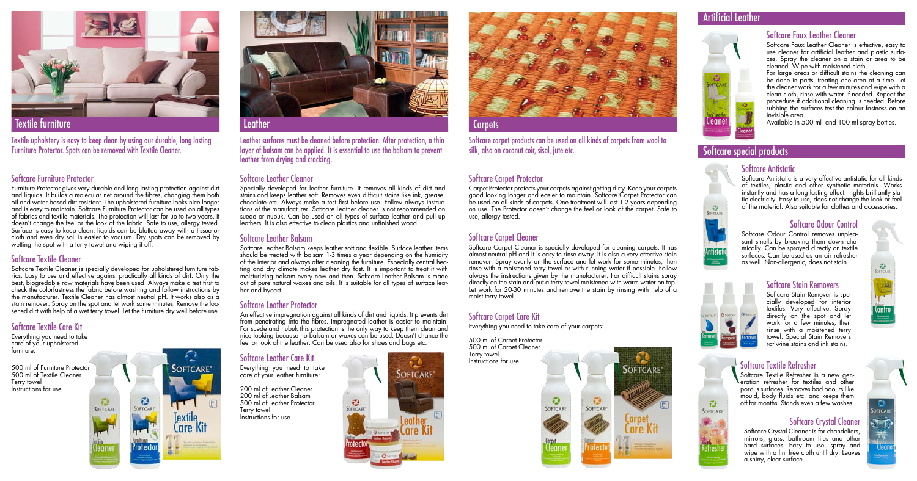## Textile furniture

Textile upholstery is easy to keep clean by using our durable, long lasting Furniture Protector. Spots can be removed with Textile Cleaner.

### Softcare Furniture Protector

Furniture Protector gives very durable and long lasting protection against dirt and liquids. It builds a molecular net around the fibres, changing them both oil and water based dirt resistant. The upholstered furniture looks nice longer and is easy to maintain. Softcare Furniture Protector can be used on all types of fabrics and textile materials. The protection will last for up to two years. It doesn't change the feel or the look of the fabric. Safe to use, allergy tested. Surface is easy to keep clean, liquids can be blotted away with a tissue or cloth and even dry soil is easier to vacuum. Dry spots can be removed by wetting the spot with a terry towel and wiping it off.

### Softcare Textile Cleaner

Softcare Textile Cleaner is specially developed for upholstered furniture fabrics. Easy to use and effective against practically all kinds of dirt. Only the best, biogredable raw materials have been used. Always make a test first to check the colorfastness the fabric before washing and follow instructions by the manufacturer. Textile Cleaner has almost neutral pH. It works also as a stain remover. Spray on the spot and let work some minutes. Remove the loosened dirt with help of a wet terry towel. Let the furniture dry well before use.

### Softcare Textile Care Kit

Everything you need to take care of your upholstered furniture:

500 ml of Furniture Protector
500 ml of Textile Cleaner
Terry towel
Instructions for use

## Leather

Leather surfaces must be cleaned before protection. After protection, a thin layer of balsam can be applied. It is essential to use the balsam to prevent leather from drying and cracking.

### Softcare Leather Cleaner

Specially developed for leather furniture. It removes all kinds of dirt and stains and keeps leather soft. Removes even difficult stains like ink, grease, chocolate etc. Always make a test first before use. Follow always instructions of the manufacturer. Softcare Leather cleaner is not recommended on suede or nubuk. Can be used on all types of surface leather and pull up leathers. It is also effective to clean plastics and unfinished wood.

### Softcare Leather Balsam

Softcare Leather Balsam keeps leather soft and flexible. Surface leather items should be treated with balsam 1-3 times a year depending on the humidity of the interior and always after cleaning the furniture. Especially central heating and dry climate makes leather dry fast. It is important to treat it with moisturizing balsam every now and then. Softcare Leather Balsam is made out of pure natural waxes and oils. It is suitable for all types of surface leather and bycast.

### Softcare Leather Protector

An effective impregnation against all kinds of dirt and liquids. It prevents dirt from penetrating into the fibres. Impregnated leather is easier to maintain. For suede and nubuk this protection is the only way to keep them clean and nice looking because no balsam or waxes can be used. Doesn't chance the feel or look of the leather. Can be used also for shoes and bags etc.

### Softcare Leather Care Kit

Everything you need to take care of your leather furniture:

200 ml of Leather Cleaner
200 ml of Leather Balsam
500 ml of Leather Protector
Terry towel
Instructions for use

## Carpets

Softcare carpet products can be used on all kinds of carpets from wool to silk, also on coconut coir, sisal, jute etc.

### Softcare Carpet Protector

Carpet Protector protects your carpets against getting dirty. Keep your carpets good looking longer and easier to maintain. Softcare Carpet Protector can be used on all kinds of carpets. One treatment will last 1-2 years depending on use. The Protector doesn't change the feel or look of the carpet. Safe to use, allergy tested.

### Softcare Carpet Cleaner

Softcare Carpet Cleaner is specially developed for cleaning carpets. It has almost neutral pH and it is easy to rinse away. It is also a very effective stain remover. Spray evenly on the surface and let work for some minutes, then rinse with a moistened terry towel or with running water if possible. Follow always the instructions given by the manufacturer. For difficult stains spray directly on the stain and put a terry towel moistened with warm water on top. Let work for 20-30 minutes and remove the stain by rinsing with help of a moist terry towel.

### Softcare Carpet Care Kit

Everything you need to take care of your carpets:

500 ml of Carpet Protector
500 ml of Carpet Cleaner
Terry towel
Instructions for use

## Artificial Leather

### Softcare Faux Leather Cleaner

Softcare Faux Leather Cleaner is effective, easy to use cleaner for artificial leather and plastic surfaces. Spray the cleaner on a stain or area to be cleaned. Wipe with moistened cloth.

For large areas or difficult stains the cleaning can be done in parts, treating one area at a time. Let the cleaner work for a few minutes and wipe with a clean cloth, rinse with water if needed. Repeat the procedure if additional cleaning is needed. Before rubbing the surfaces test the colour fastness on an invisible area.

Available in 500 ml and 100 ml spray bottles.

## Softcare special products

### Softcare Antistatic

Softcare Antistatic is a very effective antistatic for all kinds of textiles, plastic and other synthetic materials. Works instantly and has a long lasting effect. Fights brilliantly static electricity. Easy to use, does not change the look or feel of the material. Also suitable for clothes and accessories.

### Softcare Odour Control

Softcare Odour Control removes unpleasant smells by breaking them down chemically. Can be sprayed directly on textile surfaces. Can be used as an air refresher as well. Non-allergenic, does not stain.

### Softcare Stain Removers

Softcare Stain Remover is specially developed for interior textiles. Very effective. Spray directly on the spot and let work for a few minutes, then rinse with a moistened terry towel. Special Stain Removers rof wine stains and ink stains.

### Softcare Textile Refresher

Softcare Textile Refresher is a new generation refresher for textiles and other porous surfaces. Removes bad odours like mould, body fluids etc. and keeps them off for months. Stands even a few washes.

### Softcare Crystal Cleaner

Softcare Crystal Cleaner is for chandeliers, mirrors, glass, bathroom tiles and other hard surfaces. Easy to use, spray and wipe with a lint free cloth until dry. Leaves a shiny, clear surface.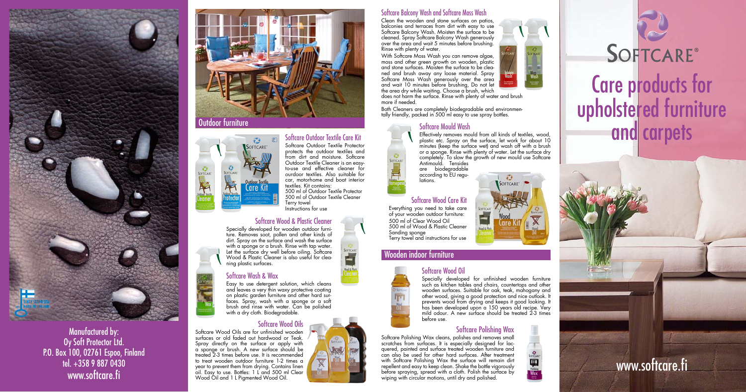Manufactured by:
Oy Soft Protector Ltd.
P.O. Box 100, 02761 Espoo, Finland
tel. +358 9 887 0430
www.softcare.fi

## Outdoor furniture

### Softcare Outdoor Textile Care Kit

Softcare Outdoor Textile Protector protects the outdoor textiles and from dirt and moisture. Softcare Outdoor Textile Cleaner is an easy-to-use and effective cleaner for ourdoor textiles. Also suitable for car, motorhome and boat interior textiles. Kit contains:
500 ml of Outdoor Textile Protector
500 ml of Outdoor Textile Cleaner
Terry towel
Instructions for use

### Softcare Wood & Plastic Cleaner

Specially developed for wooden outdoor furniture. Removes soot, pollen and other kinds of dirt. Spray on the surface and wash the surface with a sponge or a brush. Rinse with tap water. Let the surface dry well before oiling. Softcare Wood & Plastic Cleaner is also useful for cleaning plastic surfaces.

### Softcare Wash & Wax

Easy to use detergent solution, which cleans and leaves a very thin waxy protective coating on plastic garden furniture and other hard surfaces. Spray, wash with a sponge or a soft brush and rinse with water. Can be polished with a dry cloth. Biodegradable.

### Softcare Wood Oils

Softcare Wood Oils are for unfinished wooden surfaces or old faded out hardwood or Teak. Spray directly on the surface or apply with a sponge or brush. A new surface should be treated 2-3 times before use. It is recommended to treat wooden outdoor furniture 1-2 times a year to prevent them from drying. Contains linen oil. Easy to use. Bottles: 1 L and 500 ml Clear Wood Oil and 1 L Pigmented Wood Oil.

### Softcare Balcony Wash and Softcare Moss Wash

Clean the wooden and stone surfaces on patios, balconies and terraces from dirt with easy to use Softcare Balcony Wash. Moisten the surface to be cleaned. Spray Softcare Balcony Wash generously over the area and wait 5 minutes before brushing. Rinse with plenty of water.

With Softcare Moss Wash you can remove algae, moss and other green growth on wooden, plastic and stone surfaces. Moisten the surface to be cleaned and brush away any loose material. Spray Softcare Moss Wash generously over the area and wait 10 minutes before brushing, Do not let the area dry while waiting. Choose a brush, which does not harm the surface. Rinse with plenty of water and brush more if needed.

Both Cleaners are completely biodegradable and environmentally friendly, packed in 500 ml easy to use spray bottles.

### Softcare Mould Wash

Effectively removes mould from all kinds of textiles, wood, plastic etc. Spray on the surface, let work for about 10 minutes (keep the surface wet) and wash off with a brush or a sponge. Rinse with plenty of water. Let the surface dry completely. To slow the growth of new mould use Softcare Antimould. Tensides are biodegradable according to EU regulations.

### Softcare Wood Care Kit

Everything you need to take care of your wooden outdoor furniture:
500 ml of Clear Wood Oil
500 ml of Wood & Plastic Cleaner
Sanding sponge
Terry towel and instructions for use

## Wooden indoor furniture

### Softcare Wood Oil

Specially developed for unfinished wooden furniture such as kitchen tables and chairs, countertops and other wooden surfaces. Suitable for oak, teak, mahogany and other wood, giving a good protection and nice outlook. It prevents wood from drying and keeps it good looking. It has been developed upon a 150 years old recipe. Very mild odour. A new surface should be treated 2-3 times before use.

### Softcare Polishing Wax

Softcare Polishing Wax cleans, polishes and removes small scratches from surfaces. It is especially designed for lacquered, painted and surface treated wooden furniture and can also be used for other hard surfaces. After treatment with Softcare Polishing Wax the surface will remain dirt repellent and easy to keep clean. Shake the bottle vigorously before spraying, spread with a cloth. Polish the surface by wiping with circular motions, until dry and polished.

# SOFTCARE®

# Care products for upholstered furniture and carpets

www.softcare.fi